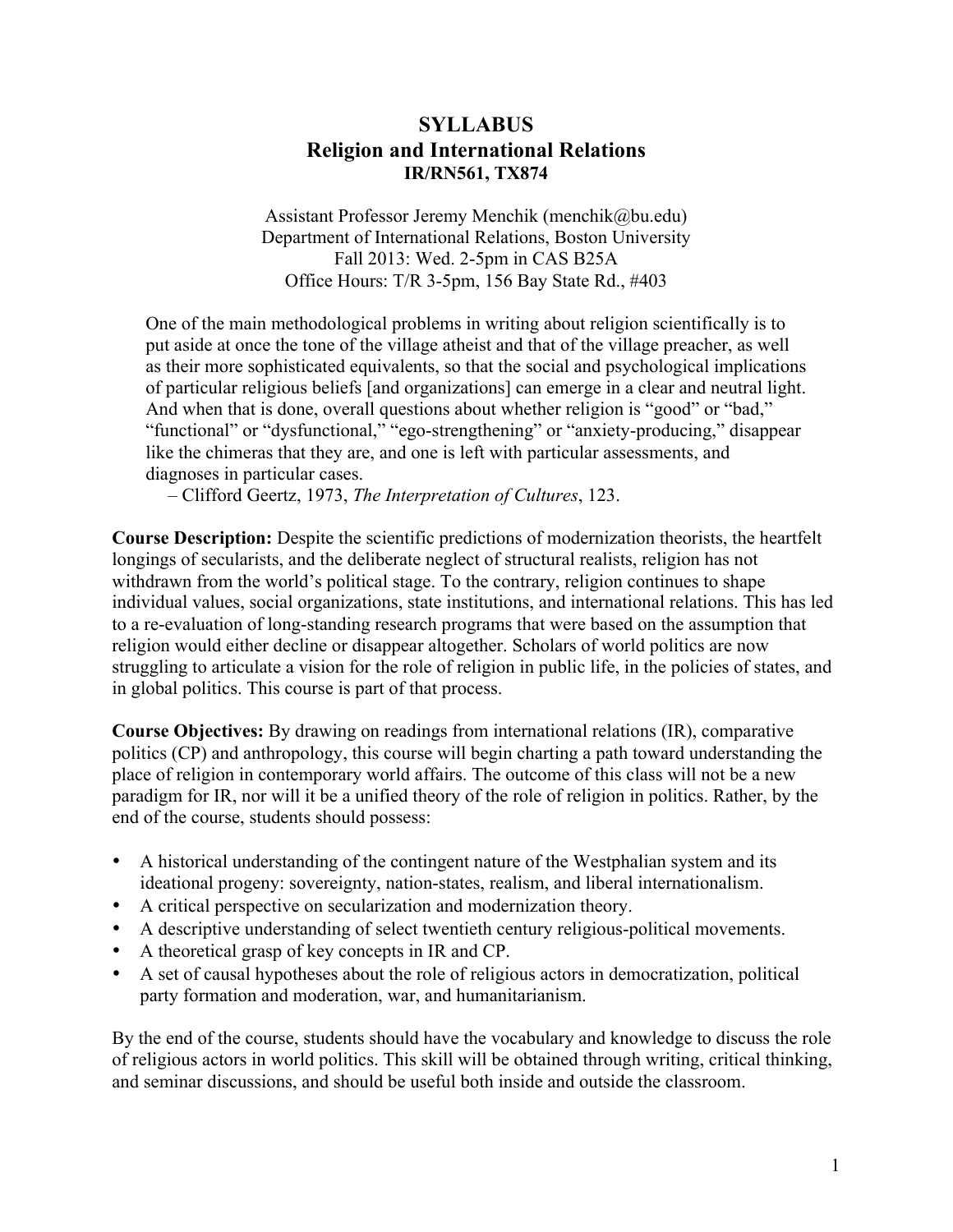# SYLLABUS
## Religion and International Relations
### IR/RN561, TX874

Assistant Professor Jeremy Menchik (menchik@bu.edu)
Department of International Relations, Boston University
Fall 2013: Wed. 2-5pm in CAS B25A
Office Hours: T/R 3-5pm, 156 Bay State Rd., #403

> One of the main methodological problems in writing about religion scientifically is to put aside at once the tone of the village atheist and that of the village preacher, as well as their more sophisticated equivalents, so that the social and psychological implications of particular religious beliefs [and organizations] can emerge in a clear and neutral light. And when that is done, overall questions about whether religion is "good" or "bad," "functional" or "dysfunctional," "ego-strengthening" or "anxiety-producing," disappear like the chimeras that they are, and one is left with particular assessments, and diagnoses in particular cases.
>
> – Clifford Geertz, 1973, *The Interpretation of Cultures*, 123.

**Course Description:** Despite the scientific predictions of modernization theorists, the heartfelt longings of secularists, and the deliberate neglect of structural realists, religion has not withdrawn from the world's political stage. To the contrary, religion continues to shape individual values, social organizations, state institutions, and international relations. This has led to a re-evaluation of long-standing research programs that were based on the assumption that religion would either decline or disappear altogether. Scholars of world politics are now struggling to articulate a vision for the role of religion in public life, in the policies of states, and in global politics. This course is part of that process.

**Course Objectives:** By drawing on readings from international relations (IR), comparative politics (CP) and anthropology, this course will begin charting a path toward understanding the place of religion in contemporary world affairs. The outcome of this class will not be a new paradigm for IR, nor will it be a unified theory of the role of religion in politics. Rather, by the end of the course, students should possess:

- A historical understanding of the contingent nature of the Westphalian system and its ideational progeny: sovereignty, nation-states, realism, and liberal internationalism.
- A critical perspective on secularization and modernization theory.
- A descriptive understanding of select twentieth century religious-political movements.
- A theoretical grasp of key concepts in IR and CP.
- A set of causal hypotheses about the role of religious actors in democratization, political party formation and moderation, war, and humanitarianism.

By the end of the course, students should have the vocabulary and knowledge to discuss the role of religious actors in world politics. This skill will be obtained through writing, critical thinking, and seminar discussions, and should be useful both inside and outside the classroom.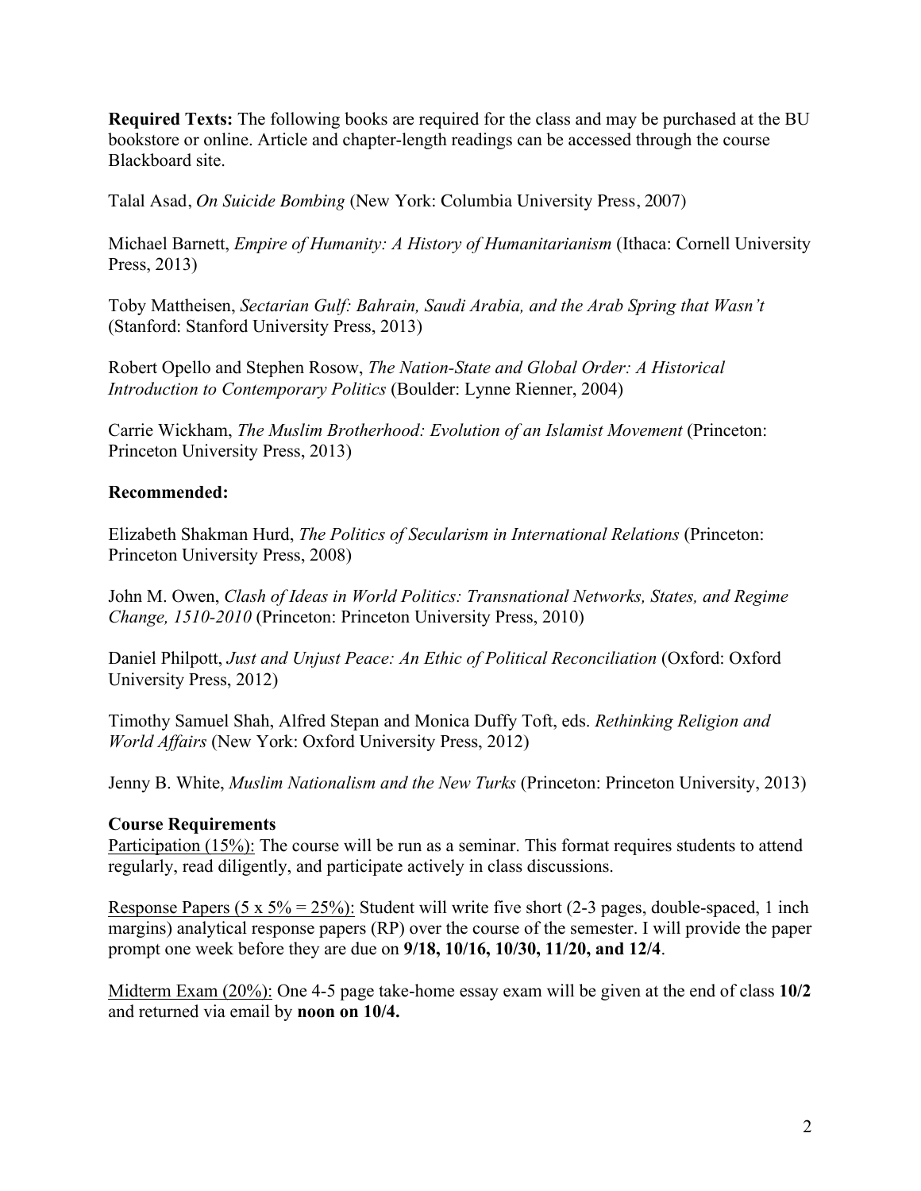**Required Texts:** The following books are required for the class and may be purchased at the BU bookstore or online. Article and chapter-length readings can be accessed through the course Blackboard site.

Talal Asad, *On Suicide Bombing* (New York: Columbia University Press, 2007)

Michael Barnett, *Empire of Humanity: A History of Humanitarianism* (Ithaca: Cornell University Press, 2013)

Toby Mattheisen, *Sectarian Gulf: Bahrain, Saudi Arabia, and the Arab Spring that Wasn't* (Stanford: Stanford University Press, 2013)

Robert Opello and Stephen Rosow, *The Nation-State and Global Order: A Historical Introduction to Contemporary Politics* (Boulder: Lynne Rienner, 2004)

Carrie Wickham, *The Muslim Brotherhood: Evolution of an Islamist Movement* (Princeton: Princeton University Press, 2013)

**Recommended:**

Elizabeth Shakman Hurd, *The Politics of Secularism in International Relations* (Princeton: Princeton University Press, 2008)

John M. Owen, *Clash of Ideas in World Politics: Transnational Networks, States, and Regime Change, 1510-2010* (Princeton: Princeton University Press, 2010)

Daniel Philpott, *Just and Unjust Peace: An Ethic of Political Reconciliation* (Oxford: Oxford University Press, 2012)

Timothy Samuel Shah, Alfred Stepan and Monica Duffy Toft, eds. *Rethinking Religion and World Affairs* (New York: Oxford University Press, 2012)

Jenny B. White, *Muslim Nationalism and the New Turks* (Princeton: Princeton University, 2013)

**Course Requirements**

Participation (15%): The course will be run as a seminar. This format requires students to attend regularly, read diligently, and participate actively in class discussions.

Response Papers (5 x 5% = 25%): Student will write five short (2-3 pages, double-spaced, 1 inch margins) analytical response papers (RP) over the course of the semester. I will provide the paper prompt one week before they are due on **9/18, 10/16, 10/30, 11/20, and 12/4**.

Midterm Exam (20%): One 4-5 page take-home essay exam will be given at the end of class **10/2** and returned via email by **noon on 10/4.**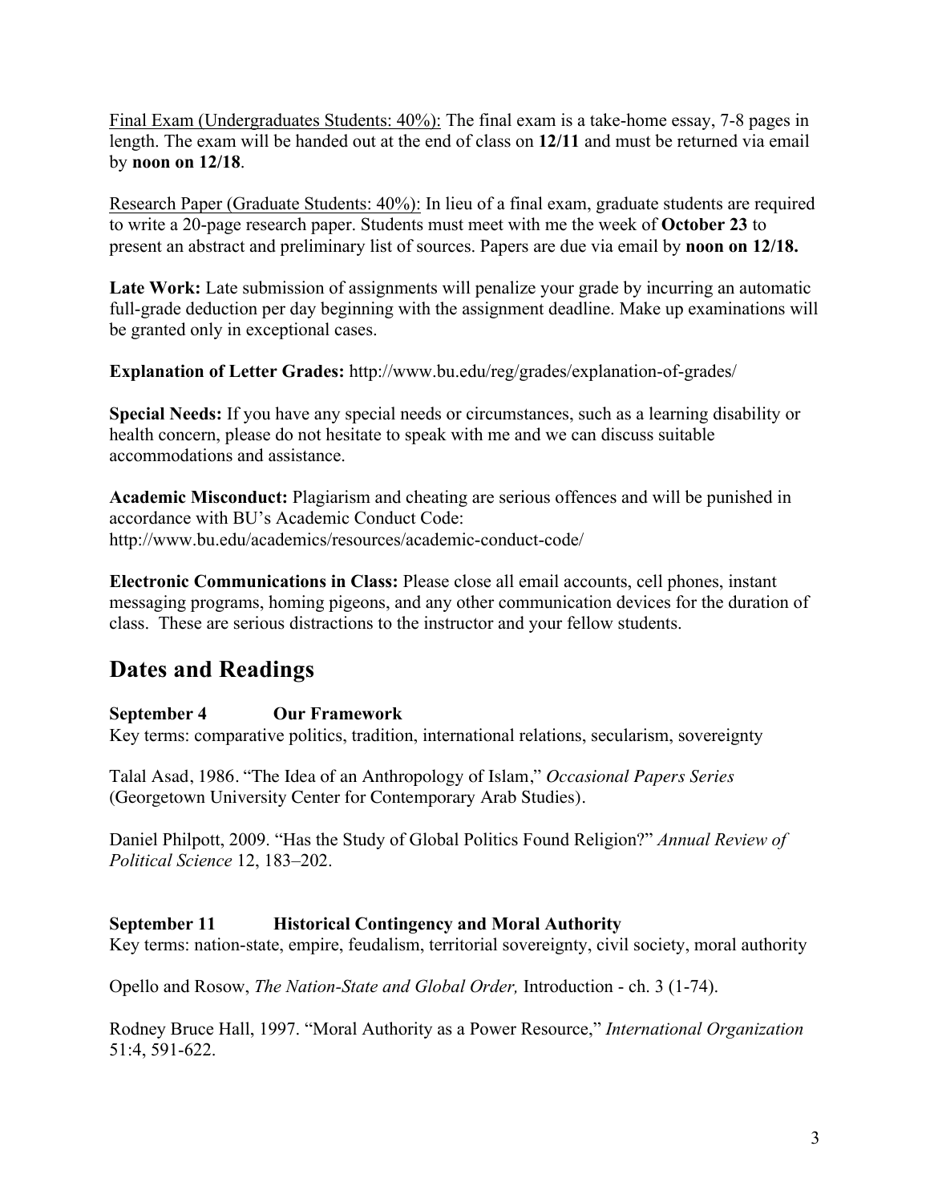Final Exam (Undergraduates Students: 40%): The final exam is a take-home essay, 7-8 pages in length. The exam will be handed out at the end of class on **12/11** and must be returned via email by **noon on 12/18**.

Research Paper (Graduate Students: 40%): In lieu of a final exam, graduate students are required to write a 20-page research paper. Students must meet with me the week of **October 23** to present an abstract and preliminary list of sources. Papers are due via email by **noon on 12/18.**

**Late Work:** Late submission of assignments will penalize your grade by incurring an automatic full-grade deduction per day beginning with the assignment deadline. Make up examinations will be granted only in exceptional cases.

**Explanation of Letter Grades:** http://www.bu.edu/reg/grades/explanation-of-grades/

**Special Needs:** If you have any special needs or circumstances, such as a learning disability or health concern, please do not hesitate to speak with me and we can discuss suitable accommodations and assistance.

**Academic Misconduct:** Plagiarism and cheating are serious offences and will be punished in accordance with BU's Academic Conduct Code: http://www.bu.edu/academics/resources/academic-conduct-code/

**Electronic Communications in Class:** Please close all email accounts, cell phones, instant messaging programs, homing pigeons, and any other communication devices for the duration of class. These are serious distractions to the instructor and your fellow students.

## Dates and Readings

**September 4 Our Framework**
Key terms: comparative politics, tradition, international relations, secularism, sovereignty

Talal Asad, 1986. "The Idea of an Anthropology of Islam," *Occasional Papers Series* (Georgetown University Center for Contemporary Arab Studies).

Daniel Philpott, 2009. "Has the Study of Global Politics Found Religion?" *Annual Review of Political Science* 12, 183–202.

**September 11 Historical Contingency and Moral Authority**
Key terms: nation-state, empire, feudalism, territorial sovereignty, civil society, moral authority

Opello and Rosow, *The Nation-State and Global Order,* Introduction - ch. 3 (1-74).

Rodney Bruce Hall, 1997. "Moral Authority as a Power Resource," *International Organization* 51:4, 591-622.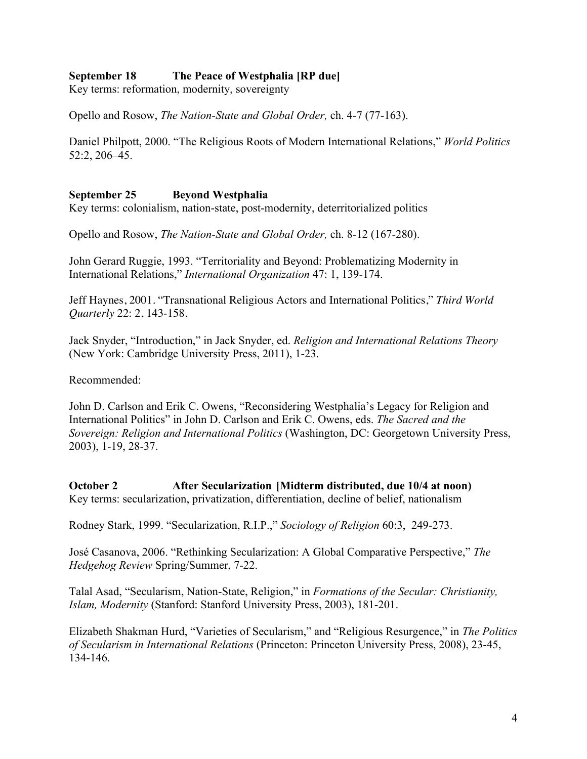**September 18 The Peace of Westphalia [RP due]**
Key terms: reformation, modernity, sovereignty

Opello and Rosow, *The Nation-State and Global Order,* ch. 4-7 (77-163).

Daniel Philpott, 2000. "The Religious Roots of Modern International Relations," *World Politics* 52:2, 206–45.

**September 25 Beyond Westphalia**
Key terms: colonialism, nation-state, post-modernity, deterritorialized politics

Opello and Rosow, *The Nation-State and Global Order,* ch. 8-12 (167-280).

John Gerard Ruggie, 1993. "Territoriality and Beyond: Problematizing Modernity in International Relations," *International Organization* 47: 1, 139-174.

Jeff Haynes, 2001. "Transnational Religious Actors and International Politics," *Third World Quarterly* 22: 2, 143-158.

Jack Snyder, "Introduction," in Jack Snyder, ed. *Religion and International Relations Theory* (New York: Cambridge University Press, 2011), 1-23.

Recommended:

John D. Carlson and Erik C. Owens, "Reconsidering Westphalia's Legacy for Religion and International Politics" in John D. Carlson and Erik C. Owens, eds. *The Sacred and the Sovereign: Religion and International Politics* (Washington, DC: Georgetown University Press, 2003), 1-19, 28-37.

**October 2 After Secularization [Midterm distributed, due 10/4 at noon)**
Key terms: secularization, privatization, differentiation, decline of belief, nationalism

Rodney Stark, 1999. "Secularization, R.I.P.," *Sociology of Religion* 60:3, 249-273.

José Casanova, 2006. "Rethinking Secularization: A Global Comparative Perspective," *The Hedgehog Review* Spring/Summer, 7-22.

Talal Asad, "Secularism, Nation-State, Religion," in *Formations of the Secular: Christianity, Islam, Modernity* (Stanford: Stanford University Press, 2003), 181-201.

Elizabeth Shakman Hurd, "Varieties of Secularism," and "Religious Resurgence," in *The Politics of Secularism in International Relations* (Princeton: Princeton University Press, 2008), 23-45, 134-146.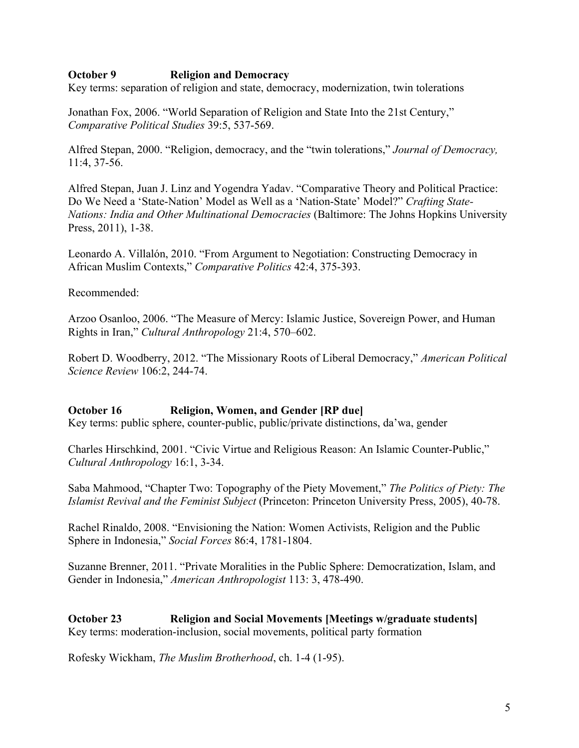**October 9 Religion and Democracy**
Key terms: separation of religion and state, democracy, modernization, twin tolerations

Jonathan Fox, 2006. "World Separation of Religion and State Into the 21st Century," *Comparative Political Studies* 39:5, 537-569.

Alfred Stepan, 2000. "Religion, democracy, and the "twin tolerations," *Journal of Democracy,* 11:4, 37-56.

Alfred Stepan, Juan J. Linz and Yogendra Yadav. "Comparative Theory and Political Practice: Do We Need a 'State-Nation' Model as Well as a 'Nation-State' Model?" *Crafting State-Nations: India and Other Multinational Democracies* (Baltimore: The Johns Hopkins University Press, 2011), 1-38.

Leonardo A. Villalón, 2010. "From Argument to Negotiation: Constructing Democracy in African Muslim Contexts," *Comparative Politics* 42:4, 375-393.

Recommended:

Arzoo Osanloo, 2006. "The Measure of Mercy: Islamic Justice, Sovereign Power, and Human Rights in Iran," *Cultural Anthropology* 21:4, 570–602.

Robert D. Woodberry, 2012. "The Missionary Roots of Liberal Democracy," *American Political Science Review* 106:2, 244-74.

**October 16 Religion, Women, and Gender [RP due]**
Key terms: public sphere, counter-public, public/private distinctions, da'wa, gender

Charles Hirschkind, 2001. "Civic Virtue and Religious Reason: An Islamic Counter-Public," *Cultural Anthropology* 16:1, 3-34.

Saba Mahmood, "Chapter Two: Topography of the Piety Movement," *The Politics of Piety: The Islamist Revival and the Feminist Subject* (Princeton: Princeton University Press, 2005), 40-78.

Rachel Rinaldo, 2008. "Envisioning the Nation: Women Activists, Religion and the Public Sphere in Indonesia," *Social Forces* 86:4, 1781-1804.

Suzanne Brenner, 2011. "Private Moralities in the Public Sphere: Democratization, Islam, and Gender in Indonesia," *American Anthropologist* 113: 3, 478-490.

**October 23 Religion and Social Movements [Meetings w/graduate students]**
Key terms: moderation-inclusion, social movements, political party formation

Rofesky Wickham, *The Muslim Brotherhood*, ch. 1-4 (1-95).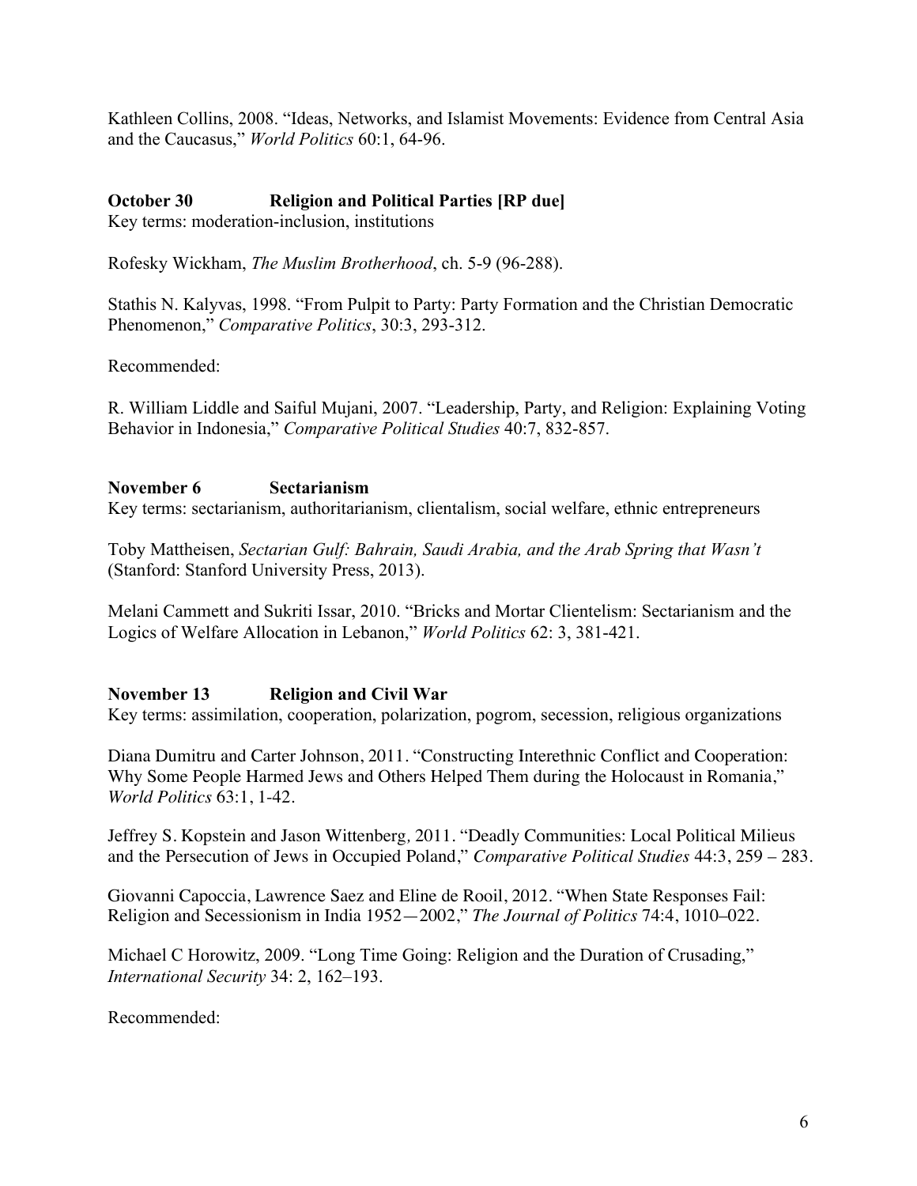Kathleen Collins, 2008. "Ideas, Networks, and Islamist Movements: Evidence from Central Asia and the Caucasus," *World Politics* 60:1, 64-96.

**October 30 Religion and Political Parties [RP due]**

Key terms: moderation-inclusion, institutions

Rofesky Wickham, *The Muslim Brotherhood*, ch. 5-9 (96-288).

Stathis N. Kalyvas, 1998. "From Pulpit to Party: Party Formation and the Christian Democratic Phenomenon," *Comparative Politics*, 30:3, 293-312.

Recommended:

R. William Liddle and Saiful Mujani, 2007. "Leadership, Party, and Religion: Explaining Voting Behavior in Indonesia," *Comparative Political Studies* 40:7, 832-857.

**November 6 Sectarianism**

Key terms: sectarianism, authoritarianism, clientalism, social welfare, ethnic entrepreneurs

Toby Mattheisen, *Sectarian Gulf: Bahrain, Saudi Arabia, and the Arab Spring that Wasn't* (Stanford: Stanford University Press, 2013).

Melani Cammett and Sukriti Issar, 2010. "Bricks and Mortar Clientelism: Sectarianism and the Logics of Welfare Allocation in Lebanon," *World Politics* 62: 3, 381-421.

**November 13 Religion and Civil War**

Key terms: assimilation, cooperation, polarization, pogrom, secession, religious organizations

Diana Dumitru and Carter Johnson, 2011. "Constructing Interethnic Conflict and Cooperation: Why Some People Harmed Jews and Others Helped Them during the Holocaust in Romania," *World Politics* 63:1, 1-42.

Jeffrey S. Kopstein and Jason Wittenberg, 2011. "Deadly Communities: Local Political Milieus and the Persecution of Jews in Occupied Poland," *Comparative Political Studies* 44:3, 259 – 283.

Giovanni Capoccia, Lawrence Saez and Eline de Rooil, 2012. "When State Responses Fail: Religion and Secessionism in India 1952—2002," *The Journal of Politics* 74:4, 1010–022.

Michael C Horowitz, 2009. "Long Time Going: Religion and the Duration of Crusading," *International Security* 34: 2, 162–193.

Recommended: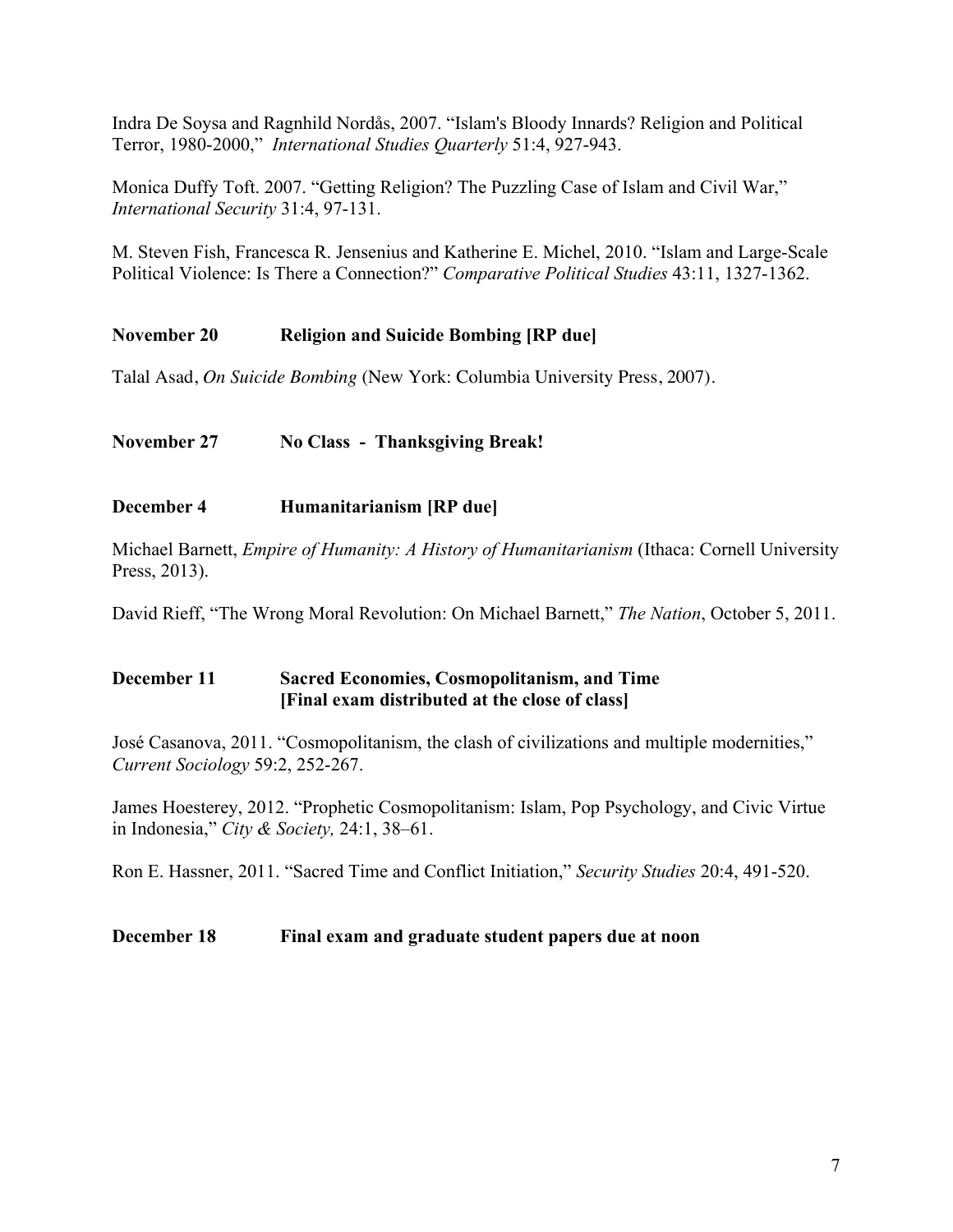Indra De Soysa and Ragnhild Nordås, 2007. "Islam's Bloody Innards? Religion and Political Terror, 1980-2000," *International Studies Quarterly* 51:4, 927-943.

Monica Duffy Toft. 2007. "Getting Religion? The Puzzling Case of Islam and Civil War," *International Security* 31:4, 97-131.

M. Steven Fish, Francesca R. Jensenius and Katherine E. Michel, 2010. "Islam and Large-Scale Political Violence: Is There a Connection?" *Comparative Political Studies* 43:11, 1327-1362.

**November 20 Religion and Suicide Bombing [RP due]**

Talal Asad, *On Suicide Bombing* (New York: Columbia University Press, 2007).

**November 27 No Class - Thanksgiving Break!**

**December 4 Humanitarianism [RP due]**

Michael Barnett, *Empire of Humanity: A History of Humanitarianism* (Ithaca: Cornell University Press, 2013).

David Rieff, "The Wrong Moral Revolution: On Michael Barnett," *The Nation*, October 5, 2011.

**December 11 Sacred Economies, Cosmopolitanism, and Time**
**[Final exam distributed at the close of class]**

José Casanova, 2011. "Cosmopolitanism, the clash of civilizations and multiple modernities," *Current Sociology* 59:2, 252-267.

James Hoesterey, 2012. "Prophetic Cosmopolitanism: Islam, Pop Psychology, and Civic Virtue in Indonesia," *City & Society,* 24:1, 38–61.

Ron E. Hassner, 2011. "Sacred Time and Conflict Initiation," *Security Studies* 20:4, 491-520.

**December 18 Final exam and graduate student papers due at noon**